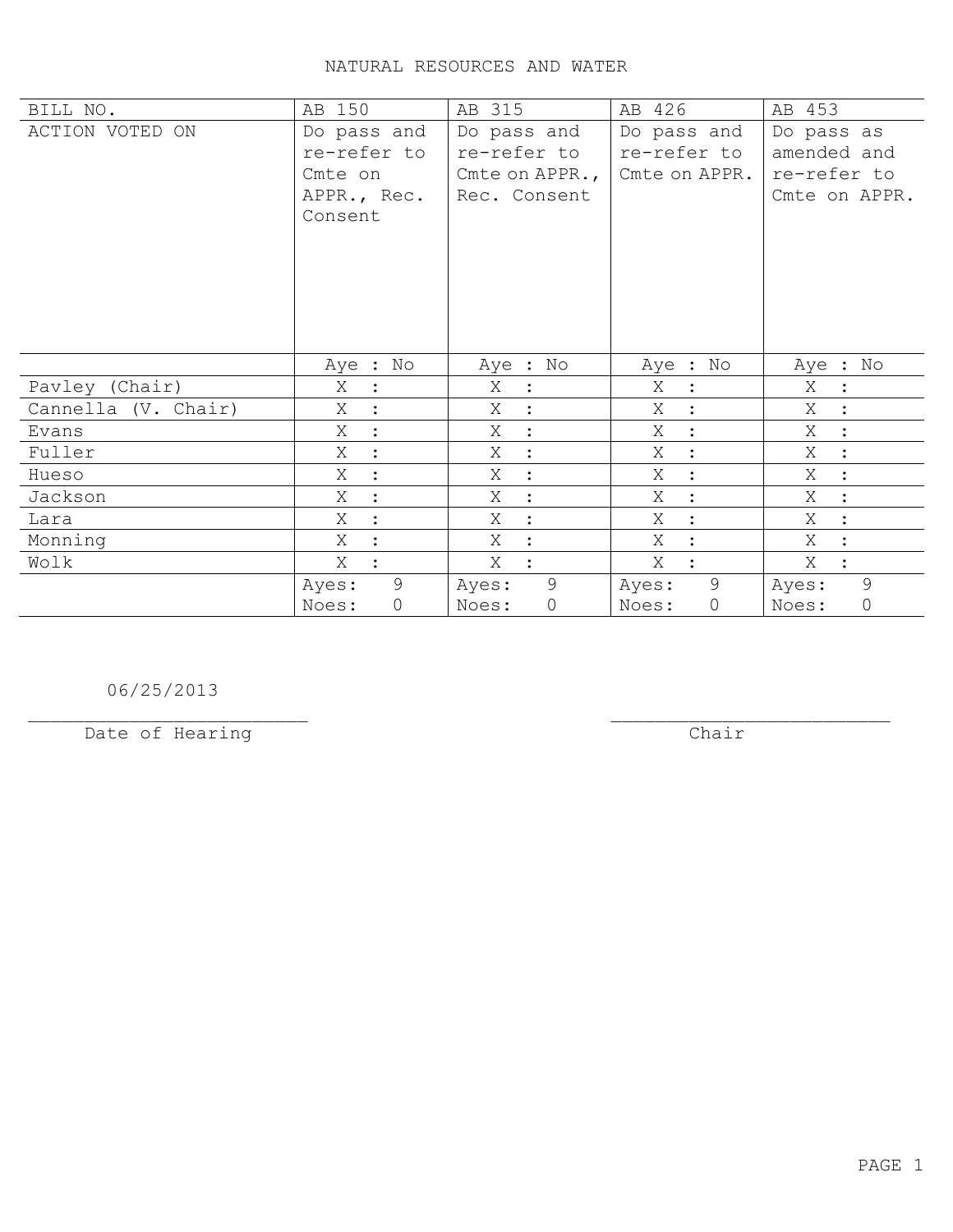# NATURAL RESOURCES AND WATER

| BILL NO. | AB 150 | AB 315 | AB 426 | AB 453 |
|---|---|---|---|---|
| ACTION VOTED ON | Do pass and re-refer to Cmte on APPR., Rec. Consent | Do pass and re-refer to Cmte on APPR., Rec. Consent | Do pass and re-refer to Cmte on APPR. | Do pass as amended and re-refer to Cmte on APPR. |
| | Aye : No | Aye : No | Aye : No | Aye : No |
| Pavley (Chair) | X : | X : | X : | X : |
| Cannella (V. Chair) | X : | X : | X : | X : |
| Evans | X : | X : | X : | X : |
| Fuller | X : | X : | X : | X : |
| Hueso | X : | X : | X : | X : |
| Jackson | X : | X : | X : | X : |
| Lara | X : | X : | X : | X : |
| Monning | X : | X : | X : | X : |
| Wolk | X : | X : | X : | X : |
| | Ayes: 9<br>Noes: 0 | Ayes: 9<br>Noes: 0 | Ayes: 9<br>Noes: 0 | Ayes: 9<br>Noes: 0 |

06/25/2013
_________________________
Date of Hearing

_________________________
Chair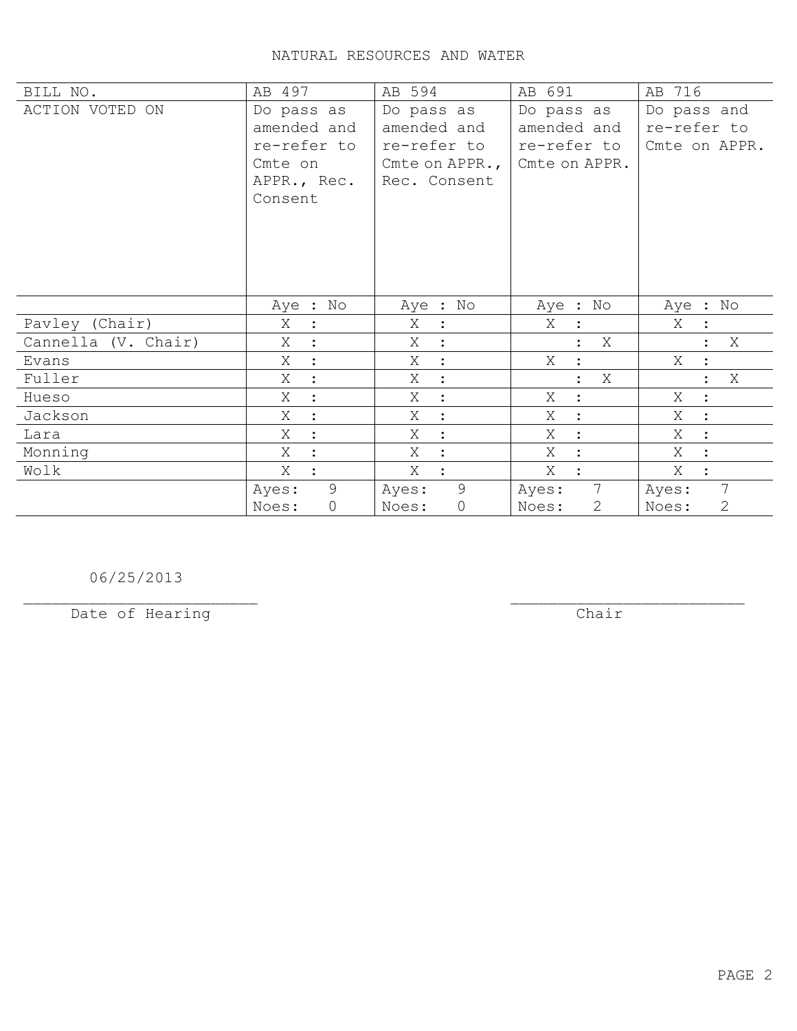# NATURAL RESOURCES AND WATER

| BILL NO. | AB 497 | AB 594 | AB 691 | AB 716 |
|---|---|---|---|---|
| ACTION VOTED ON | Do pass as amended and re-refer to Cmte on APPR., Rec. Consent | Do pass as amended and re-refer to Cmte on APPR., Rec. Consent | Do pass as amended and re-refer to Cmte on APPR. | Do pass and re-refer to Cmte on APPR. |
| | Aye : No | Aye : No | Aye : No | Aye : No |
| Pavley (Chair) | X : | X : | X : | X : |
| Cannella (V. Chair) | X : | X : | : X | : X |
| Evans | X : | X : | X : | X : |
| Fuller | X : | X : | : X | : X |
| Hueso | X : | X : | X : | X : |
| Jackson | X : | X : | X : | X : |
| Lara | X : | X : | X : | X : |
| Monning | X : | X : | X : | X : |
| Wolk | X : | X : | X : | X : |
| | Ayes: 9 Noes: 0 | Ayes: 9 Noes: 0 | Ayes: 7 Noes: 2 | Ayes: 7 Noes: 2 |

06/25/2013
\_\_\_\_\_\_\_\_\_\_\_\_\_\_\_\_\_\_\_\_\_\_\_\_\_
Date of Hearing

\_\_\_\_\_\_\_\_\_\_\_\_\_\_\_\_\_\_\_\_\_\_\_\_\_
Chair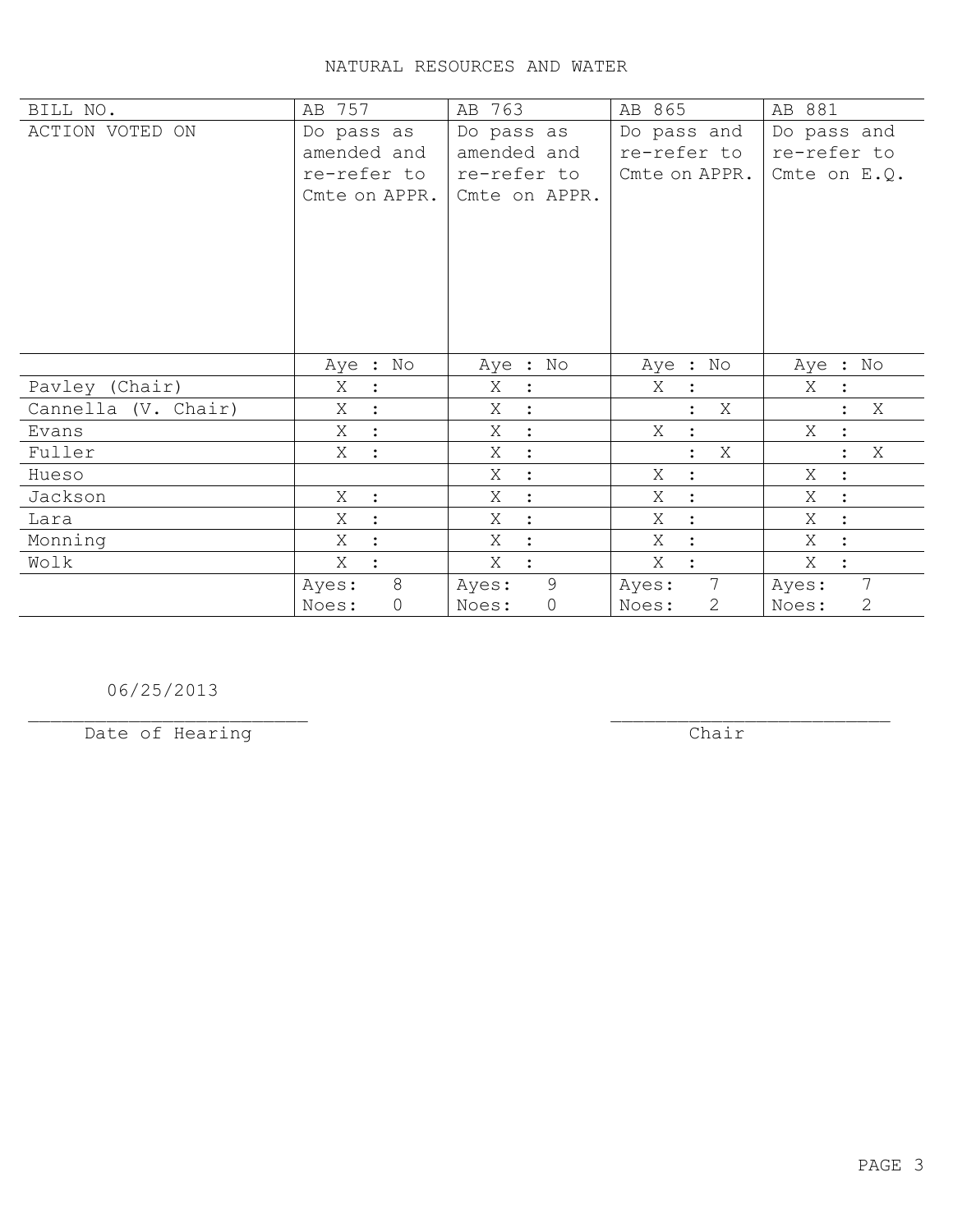# NATURAL RESOURCES AND WATER

| BILL NO. | AB 757 | AB 763 | AB 865 | AB 881 |
|---|---|---|---|---|
| ACTION VOTED ON | Do pass as amended and re-refer to Cmte on APPR. | Do pass as amended and re-refer to Cmte on APPR. | Do pass and re-refer to Cmte on APPR. | Do pass and re-refer to Cmte on E.Q. |
| | Aye : No | Aye : No | Aye : No | Aye : No |
| Pavley (Chair) | X : | X : | X : | X : |
| Cannella (V. Chair) | X : | X : | : X | : X |
| Evans | X : | X : | X : | X : |
| Fuller | X : | X : | : X | : X |
| Hueso | | X : | X : | X : |
| Jackson | X : | X : | X : | X : |
| Lara | X : | X : | X : | X : |
| Monning | X : | X : | X : | X : |
| Wolk | X : | X : | X : | X : |
| | Ayes: 8 Noes: 0 | Ayes: 9 Noes: 0 | Ayes: 7 Noes: 2 | Ayes: 7 Noes: 2 |

06/25/2013

_________________________
Date of Hearing

_________________________
Chair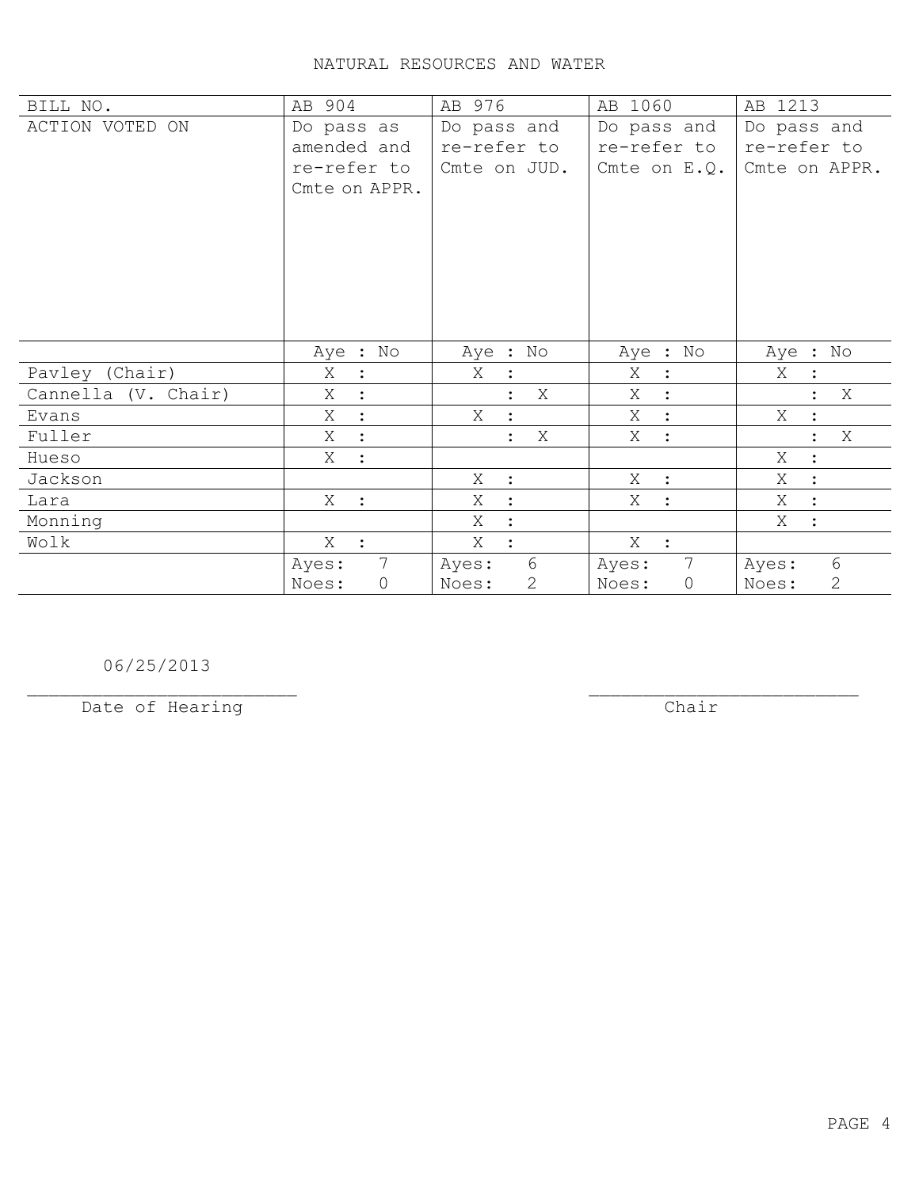# NATURAL RESOURCES AND WATER

| BILL NO. | AB 904 | AB 976 | AB 1060 | AB 1213 |
|---|---|---|---|---|
| ACTION VOTED ON | Do pass as amended and re-refer to Cmte on APPR. | Do pass and re-refer to Cmte on JUD. | Do pass and re-refer to Cmte on E.Q. | Do pass and re-refer to Cmte on APPR. |
| | Aye : No | Aye : No | Aye : No | Aye : No |
| Pavley (Chair) | X : | X : | X : | X : |
| Cannella (V. Chair) | X : | : X | X : | : X |
| Evans | X : | X : | X : | X : |
| Fuller | X : | : X | X : | : X |
| Hueso | X : | | | X : |
| Jackson | | X : | X : | X : |
| Lara | X : | X : | X : | X : |
| Monning | | X : | | X : |
| Wolk | X : | X : | X : | |
| | Ayes: 7<br>Noes: 0 | Ayes: 6<br>Noes: 2 | Ayes: 7<br>Noes: 0 | Ayes: 6<br>Noes: 2 |

06/25/2013
Date of Hearing

Chair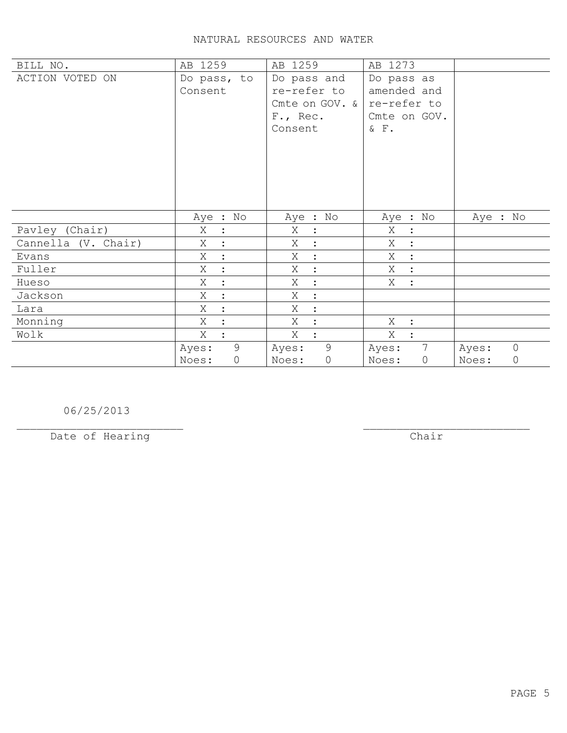# NATURAL RESOURCES AND WATER

| BILL NO. | AB 1259 | AB 1259 | AB 1273 | |
|---|---|---|---|---|
| ACTION VOTED ON | Do pass, to Consent | Do pass and re-refer to Cmte on GOV. & F., Rec. Consent | Do pass as amended and re-refer to Cmte on GOV. & F. | |
| | Aye : No | Aye : No | Aye : No | Aye : No |
| Pavley (Chair) | X : | X : | X : | |
| Cannella (V. Chair) | X : | X : | X : | |
| Evans | X : | X : | X : | |
| Fuller | X : | X : | X : | |
| Hueso | X : | X : | X : | |
| Jackson | X : | X : | | |
| Lara | X : | X : | | |
| Monning | X : | X : | X : | |
| Wolk | X : | X : | X : | |
| | Ayes: 9 Noes: 0 | Ayes: 9 Noes: 0 | Ayes: 7 Noes: 0 | Ayes: 0 Noes: 0 |

06/25/2013
_________________________
Date of Hearing

_________________________
Chair